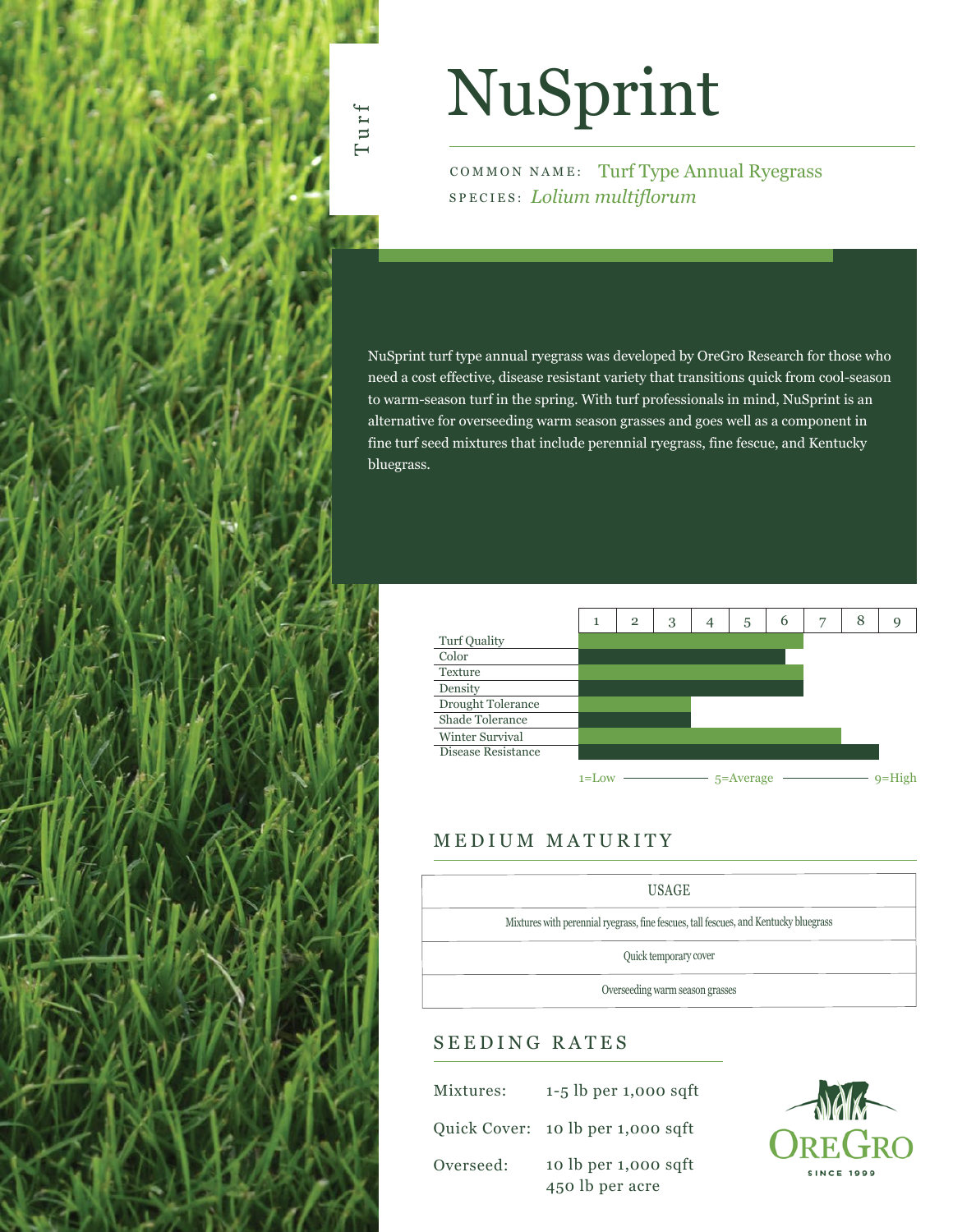Turf

# NuSprint

COMMON NAME: Turf Type Annual Ryegrass
SPECIES: *Lolium multiflorum*

NuSprint turf type annual ryegrass was developed by OreGro Research for those who need a cost effective, disease resistant variety that transitions quick from cool-season to warm-season turf in the spring. With turf professionals in mind, NuSprint is an alternative for overseeding warm season grasses and goes well as a component in fine turf seed mixtures that include perennial ryegrass, fine fescue, and Kentucky bluegrass.

| Trait | Rating (1–9) |
|---|---|
| Turf Quality | 6 |
| Color | 5.5 |
| Texture | 6 |
| Density | 6 |
| Drought Tolerance | 3 |
| Shade Tolerance | 3 |
| Winter Survival | 7 |
| Disease Resistance | 8 |

1=Low — 5=Average — 9=High

## MEDIUM MATURITY

| USAGE |
|---|
| Mixtures with perennial ryegrass, fine fescues, tall fescues, and Kentucky bluegrass |
| Quick temporary cover |
| Overseeding warm season grasses |

## SEEDING RATES

| | |
|---|---|
| Mixtures: | 1-5 lb per 1,000 sqft |
| Quick Cover: | 10 lb per 1,000 sqft |
| Overseed: | 10 lb per 1,000 sqft<br>450 lb per acre |

OREGRO
SINCE 1999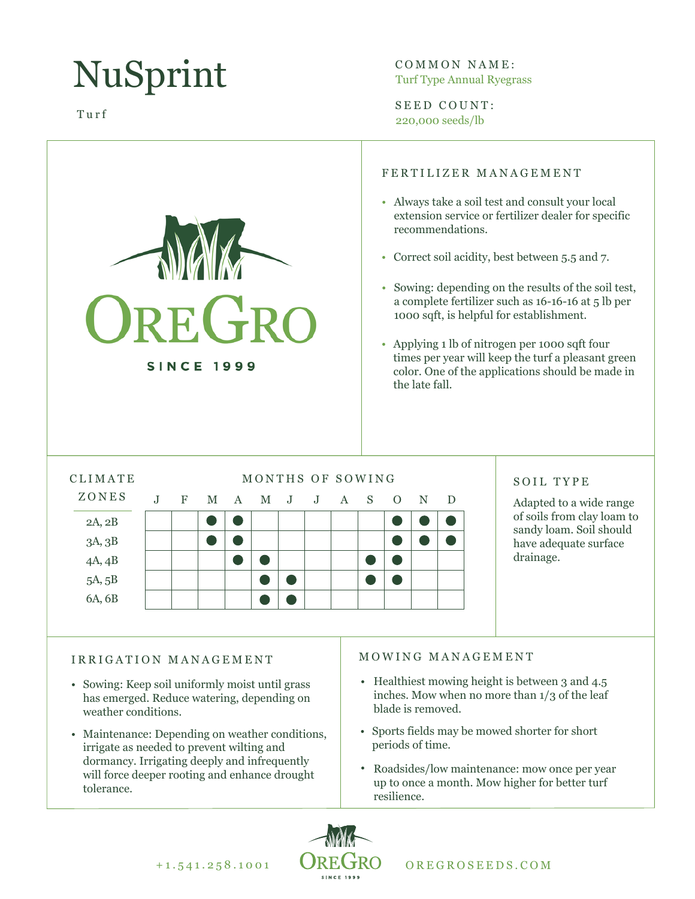# NuSprint

Turf

COMMON NAME:
Turf Type Annual Ryegrass

SEED COUNT:
220,000 seeds/lb

OREGRO

SINCE 1999

## FERTILIZER MANAGEMENT

- Always take a soil test and consult your local extension service or fertilizer dealer for specific recommendations.
- Correct soil acidity, best between 5.5 and 7.
- Sowing: depending on the results of the soil test, a complete fertilizer such as 16-16-16 at 5 lb per 1000 sqft, is helpful for establishment.
- Applying 1 lb of nitrogen per 1000 sqft four times per year will keep the turf a pleasant green color. One of the applications should be made in the late fall.

## MONTHS OF SOWING

| CLIMATE ZONES | J | F | M | A | M | J | J | A | S | O | N | D |
|---|---|---|---|---|---|---|---|---|---|---|---|---|
| 2A, 2B | | | ● | ● | | | | | | ● | ● | ● |
| 3A, 3B | | | ● | ● | | | | | | ● | ● | ● |
| 4A, 4B | | | | ● | ● | | | | ● | ● | | |
| 5A, 5B | | | | | ● | ● | | | ● | ● | | |
| 6A, 6B | | | | | ● | ● | | | | | | |

## SOIL TYPE

Adapted to a wide range of soils from clay loam to sandy loam. Soil should have adequate surface drainage.

## IRRIGATION MANAGEMENT

- Sowing: Keep soil uniformly moist until grass has emerged. Reduce watering, depending on weather conditions.
- Maintenance: Depending on weather conditions, irrigate as needed to prevent wilting and dormancy. Irrigating deeply and infrequently will force deeper rooting and enhance drought tolerance.

## MOWING MANAGEMENT

- Healthiest mowing height is between 3 and 4.5 inches. Mow when no more than 1/3 of the leaf blade is removed.
- Sports fields may be mowed shorter for short periods of time.
- Roadsides/low maintenance: mow once per year up to once a month. Mow higher for better turf resilience.

+1.541.258.1001 OREGRO SINCE 1999 OREGROSEEDS.COM